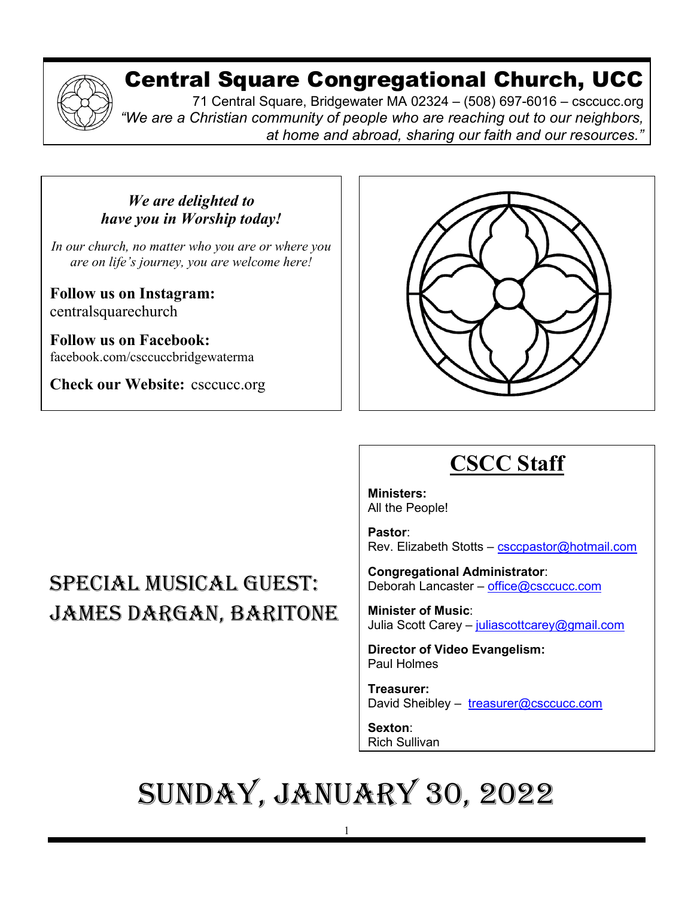# Central Square Congregational Church, UCC

71 Central Square, Bridgewater MA 02324 – (508) 697-6016 – csccucc.org

*"We are a Christian community of people who are reaching out to our neighbors, at home and abroad, sharing our faith and our resources."*

***We are delighted to have you in Worship today!***

*In our church, no matter who you are or where you are on life's journey, you are welcome here!*

**Follow us on Instagram:** centralsquarechurch

**Follow us on Facebook:** facebook.com/csccuccbridgewaterma

**Check our Website:** csccucc.org

## Special Musical Guest: James Dargan, Baritone

## CSCC Staff

**Ministers:**
All the People!

**Pastor**:
Rev. Elizabeth Stotts – csccpastor@hotmail.com

**Congregational Administrator**:
Deborah Lancaster – office@csccucc.com

**Minister of Music**:
Julia Scott Carey – juliascottcarey@gmail.com

**Director of Video Evangelism:**
Paul Holmes

**Treasurer:**
David Sheibley – treasurer@csccucc.com

**Sexton**:
Rich Sullivan

# Sunday, January 30, 2022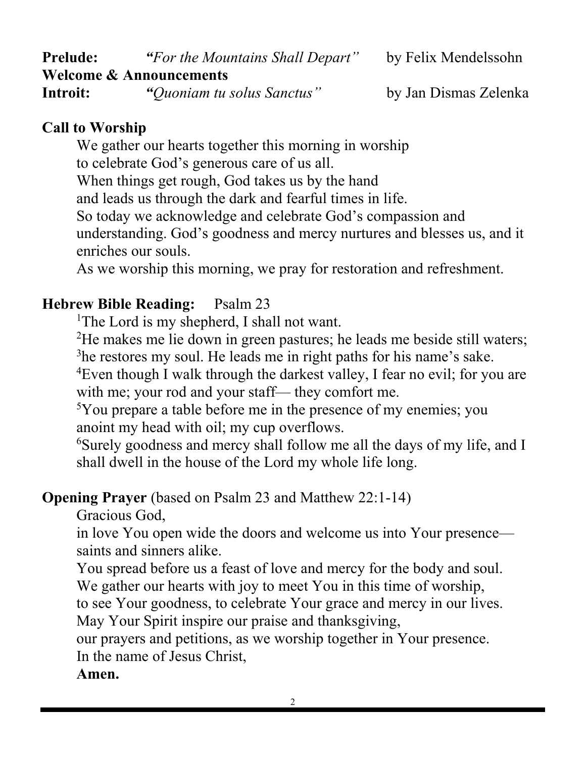**Prelude:** *"For the Mountains Shall Depart"* by Felix Mendelssohn

**Welcome & Announcements**

**Introit:** *"Quoniam tu solus Sanctus"* by Jan Dismas Zelenka

**Call to Worship**

We gather our hearts together this morning in worship
to celebrate God's generous care of us all.
When things get rough, God takes us by the hand
and leads us through the dark and fearful times in life.
So today we acknowledge and celebrate God's compassion and understanding. God's goodness and mercy nurtures and blesses us, and it enriches our souls.
As we worship this morning, we pray for restoration and refreshment.

**Hebrew Bible Reading:** Psalm 23

[1]The Lord is my shepherd, I shall not want.
[2]He makes me lie down in green pastures; he leads me beside still waters; [3]he restores my soul. He leads me in right paths for his name's sake.
[4]Even though I walk through the darkest valley, I fear no evil; for you are with me; your rod and your staff— they comfort me.
[5]You prepare a table before me in the presence of my enemies; you anoint my head with oil; my cup overflows.
[6]Surely goodness and mercy shall follow me all the days of my life, and I shall dwell in the house of the Lord my whole life long.

**Opening Prayer** (based on Psalm 23 and Matthew 22:1-14)

Gracious God,
in love You open wide the doors and welcome us into Your presence— saints and sinners alike.
You spread before us a feast of love and mercy for the body and soul.
We gather our hearts with joy to meet You in this time of worship,
to see Your goodness, to celebrate Your grace and mercy in our lives.
May Your Spirit inspire our praise and thanksgiving,
our prayers and petitions, as we worship together in Your presence.
In the name of Jesus Christ,
**Amen.**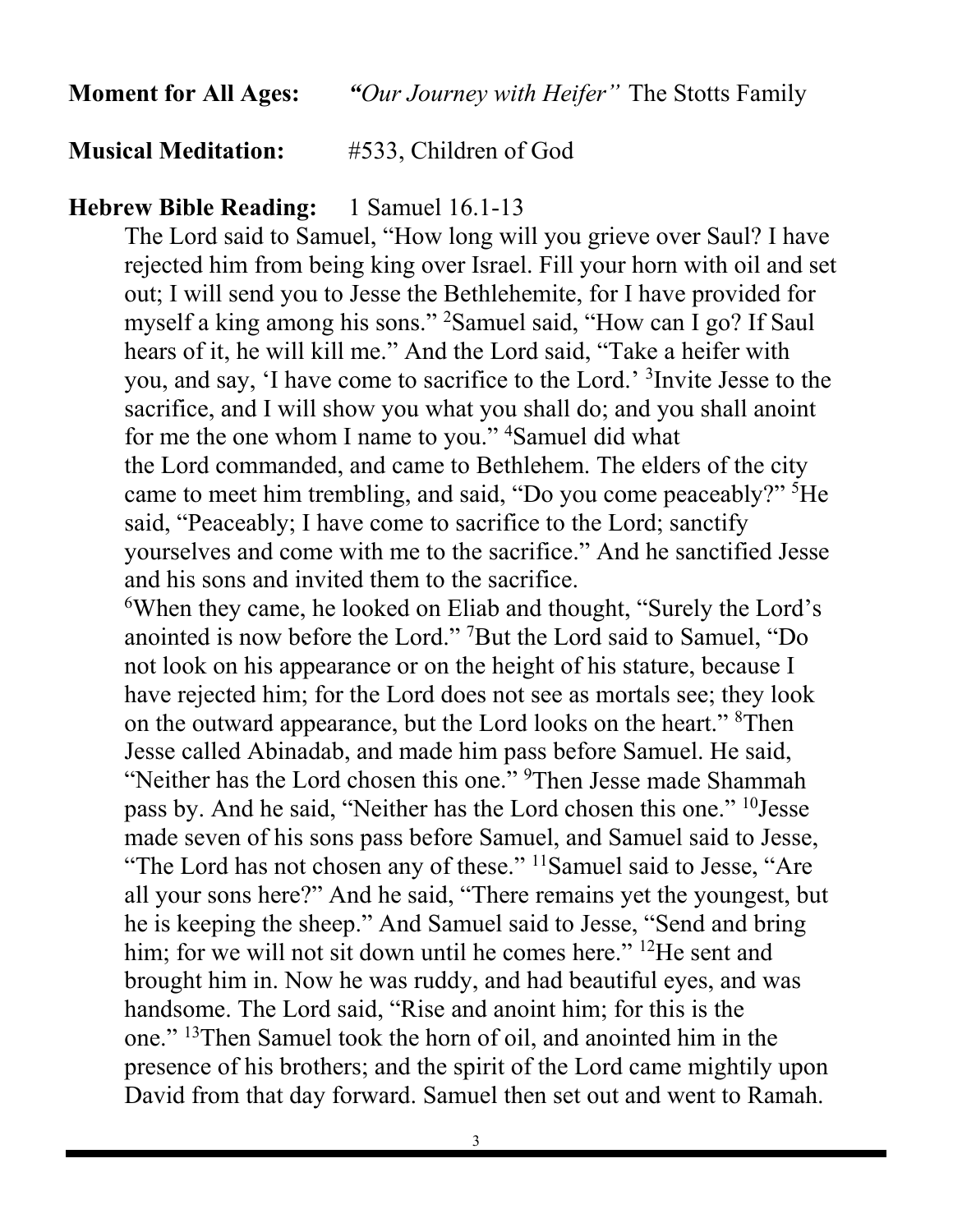**Moment for All Ages:** *"Our Journey with Heifer"* The Stotts Family

**Musical Meditation:** #533, Children of God

**Hebrew Bible Reading:** 1 Samuel 16.1-13

The Lord said to Samuel, "How long will you grieve over Saul? I have rejected him from being king over Israel. Fill your horn with oil and set out; I will send you to Jesse the Bethlehemite, for I have provided for myself a king among his sons." [2]Samuel said, "How can I go? If Saul hears of it, he will kill me." And the Lord said, "Take a heifer with you, and say, 'I have come to sacrifice to the Lord.' [3]Invite Jesse to the sacrifice, and I will show you what you shall do; and you shall anoint for me the one whom I name to you." [4]Samuel did what the Lord commanded, and came to Bethlehem. The elders of the city came to meet him trembling, and said, "Do you come peaceably?" [5]He said, "Peaceably; I have come to sacrifice to the Lord; sanctify yourselves and come with me to the sacrifice." And he sanctified Jesse and his sons and invited them to the sacrifice.

[6]When they came, he looked on Eliab and thought, "Surely the Lord's anointed is now before the Lord." [7]But the Lord said to Samuel, "Do not look on his appearance or on the height of his stature, because I have rejected him; for the Lord does not see as mortals see; they look on the outward appearance, but the Lord looks on the heart." [8]Then Jesse called Abinadab, and made him pass before Samuel. He said, "Neither has the Lord chosen this one." [9]Then Jesse made Shammah pass by. And he said, "Neither has the Lord chosen this one." [10]Jesse made seven of his sons pass before Samuel, and Samuel said to Jesse, "The Lord has not chosen any of these." [11]Samuel said to Jesse, "Are all your sons here?" And he said, "There remains yet the youngest, but he is keeping the sheep." And Samuel said to Jesse, "Send and bring him; for we will not sit down until he comes here." [12]He sent and brought him in. Now he was ruddy, and had beautiful eyes, and was handsome. The Lord said, "Rise and anoint him; for this is the one." [13]Then Samuel took the horn of oil, and anointed him in the presence of his brothers; and the spirit of the Lord came mightily upon David from that day forward. Samuel then set out and went to Ramah.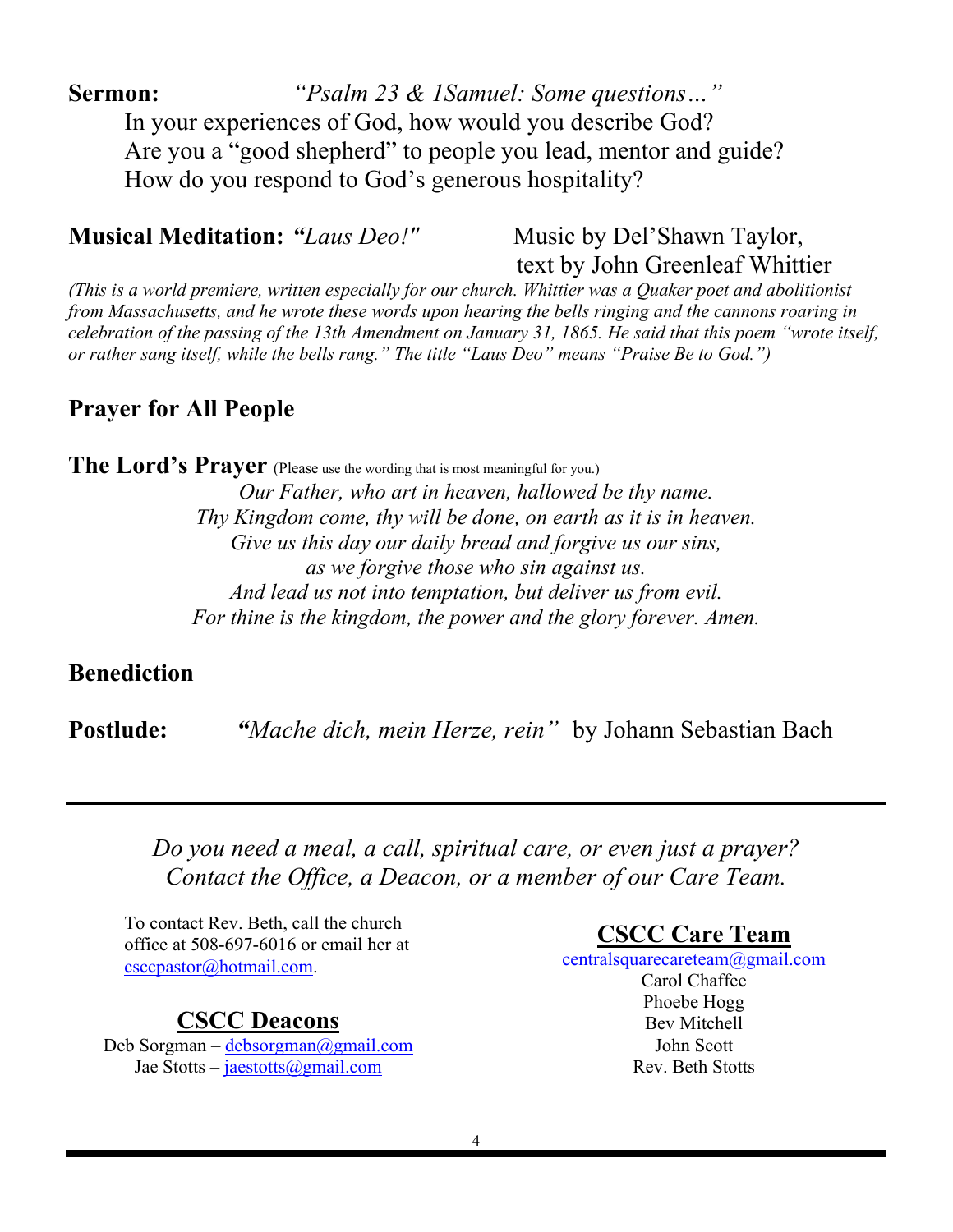**Sermon:** *"Psalm 23 & 1Samuel: Some questions…"*

In your experiences of God, how would you describe God?
Are you a "good shepherd" to people you lead, mentor and guide?
How do you respond to God's generous hospitality?

**Musical Meditation:** ***"****Laus Deo!"* Music by Del'Shawn Taylor, text by John Greenleaf Whittier

*(This is a world premiere, written especially for our church. Whittier was a Quaker poet and abolitionist from Massachusetts, and he wrote these words upon hearing the bells ringing and the cannons roaring in celebration of the passing of the 13th Amendment on January 31, 1865. He said that this poem "wrote itself, or rather sang itself, while the bells rang." The title "Laus Deo" means "Praise Be to God.")*

**Prayer for All People**

**The Lord's Prayer** (Please use the wording that is most meaningful for you.)

*Our Father, who art in heaven, hallowed be thy name.*
*Thy Kingdom come, thy will be done, on earth as it is in heaven.*
*Give us this day our daily bread and forgive us our sins,*
*as we forgive those who sin against us.*
*And lead us not into temptation, but deliver us from evil.*
*For thine is the kingdom, the power and the glory forever. Amen.*

**Benediction**

**Postlude:** ***"****Mache dich, mein Herze, rein"* by Johann Sebastian Bach

---

*Do you need a meal, a call, spiritual care, or even just a prayer?*
*Contact the Office, a Deacon, or a member of our Care Team.*

To contact Rev. Beth, call the church office at 508-697-6016 or email her at csccpastor@hotmail.com.

## CSCC Deacons

Deb Sorgman – debsorgman@gmail.com
Jae Stotts – jaestotts@gmail.com

## CSCC Care Team

centralsquarecareteam@gmail.com
Carol Chaffee
Phoebe Hogg
Bev Mitchell
John Scott
Rev. Beth Stotts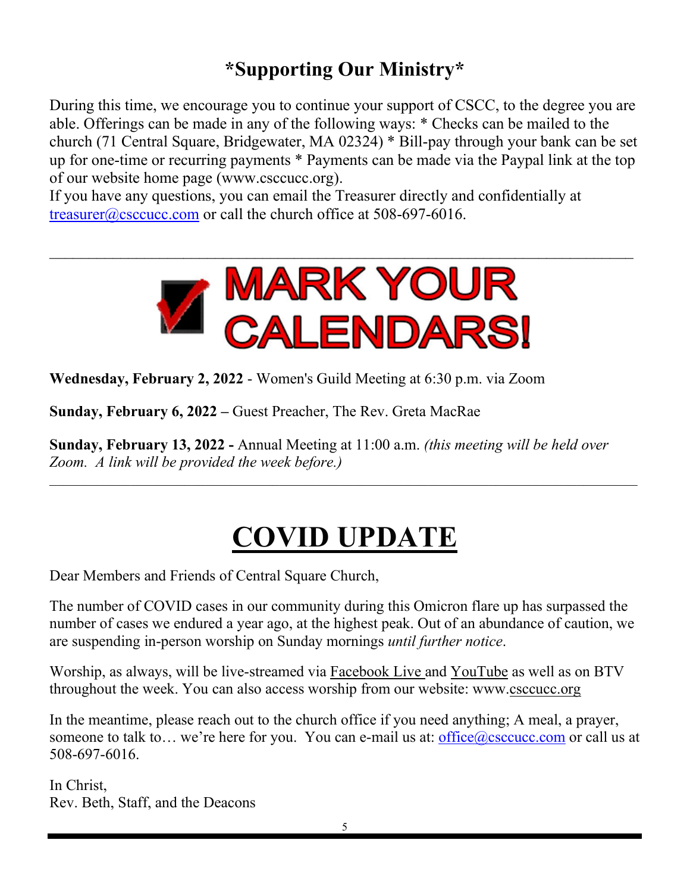## *Supporting Our Ministry*

During this time, we encourage you to continue your support of CSCC, to the degree you are able. Offerings can be made in any of the following ways: * Checks can be mailed to the church (71 Central Square, Bridgewater, MA 02324) * Bill-pay through your bank can be set up for one-time or recurring payments * Payments can be made via the Paypal link at the top of our website home page (www.csccucc.org).
If you have any questions, you can email the Treasurer directly and confidentially at treasurer@csccucc.com or call the church office at 508-697-6016.

---

# MARK YOUR CALENDARS!

**Wednesday, February 2, 2022** - Women's Guild Meeting at 6:30 p.m. via Zoom

**Sunday, February 6, 2022 –** Guest Preacher, The Rev. Greta MacRae

**Sunday, February 13, 2022 -** Annual Meeting at 11:00 a.m. *(this meeting will be held over Zoom. A link will be provided the week before.)*

---

# COVID UPDATE

Dear Members and Friends of Central Square Church,

The number of COVID cases in our community during this Omicron flare up has surpassed the number of cases we endured a year ago, at the highest peak. Out of an abundance of caution, we are suspending in-person worship on Sunday mornings *until further notice*.

Worship, as always, will be live-streamed via Facebook Live and YouTube as well as on BTV throughout the week. You can also access worship from our website: www.csccucc.org

In the meantime, please reach out to the church office if you need anything; A meal, a prayer, someone to talk to… we're here for you. You can e-mail us at: office@csccucc.com or call us at 508-697-6016.

In Christ,
Rev. Beth, Staff, and the Deacons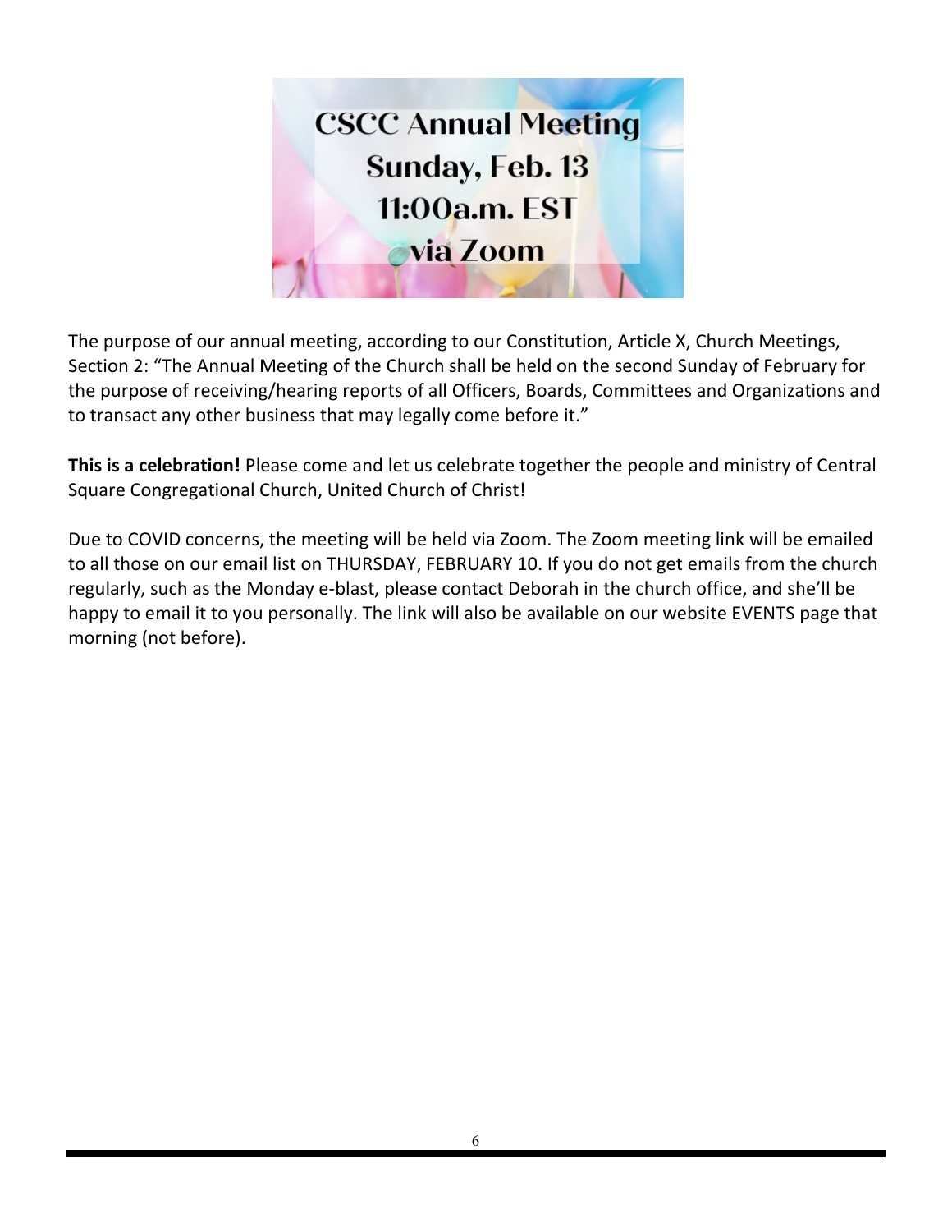# CSCC Annual Meeting
## Sunday, Feb. 13
## 11:00a.m. EST
## via Zoom

The purpose of our annual meeting, according to our Constitution, Article X, Church Meetings, Section 2: "The Annual Meeting of the Church shall be held on the second Sunday of February for the purpose of receiving/hearing reports of all Officers, Boards, Committees and Organizations and to transact any other business that may legally come before it."

**This is a celebration!** Please come and let us celebrate together the people and ministry of Central Square Congregational Church, United Church of Christ!

Due to COVID concerns, the meeting will be held via Zoom. The Zoom meeting link will be emailed to all those on our email list on THURSDAY, FEBRUARY 10. If you do not get emails from the church regularly, such as the Monday e-blast, please contact Deborah in the church office, and she'll be happy to email it to you personally. The link will also be available on our website EVENTS page that morning (not before).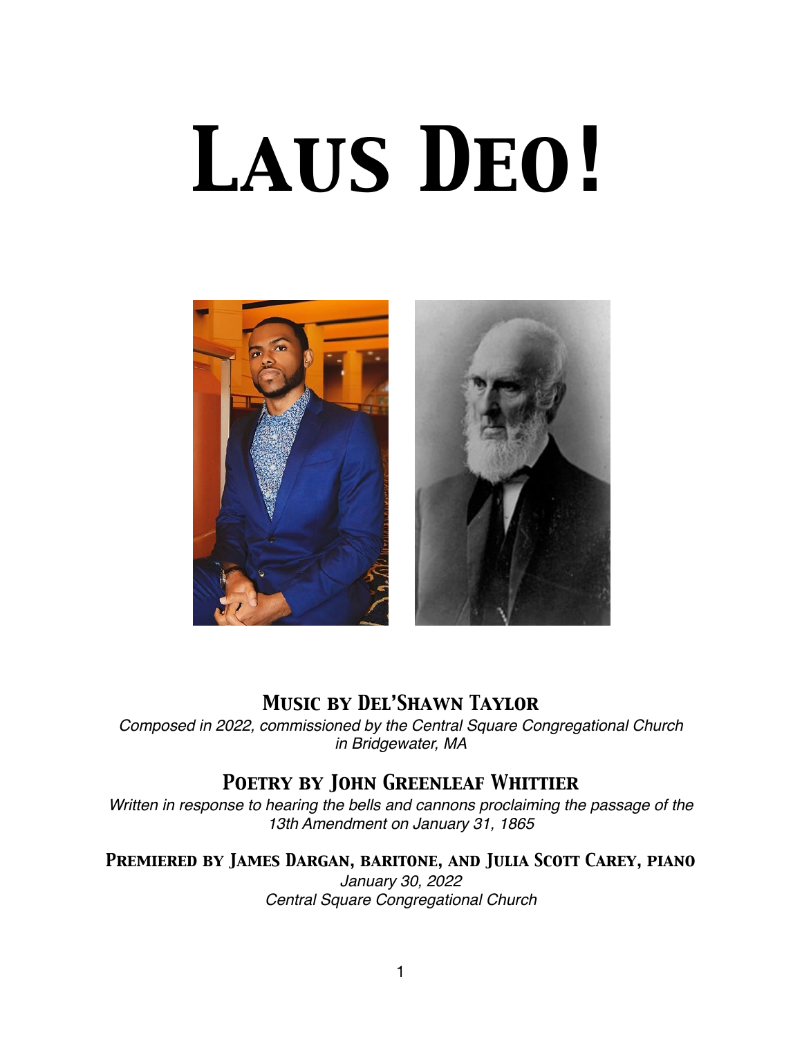# *Laus Deo!*

### *Music by Del'Shawn Taylor*

*Composed in 2022, commissioned by the Central Square Congregational Church in Bridgewater, MA*

### *Poetry by John Greenleaf Whittier*

*Written in response to hearing the bells and cannons proclaiming the passage of the 13th Amendment on January 31, 1865*

### *Premiered by James Dargan, baritone, and Julia Scott Carey, piano*

*January 30, 2022*
*Central Square Congregational Church*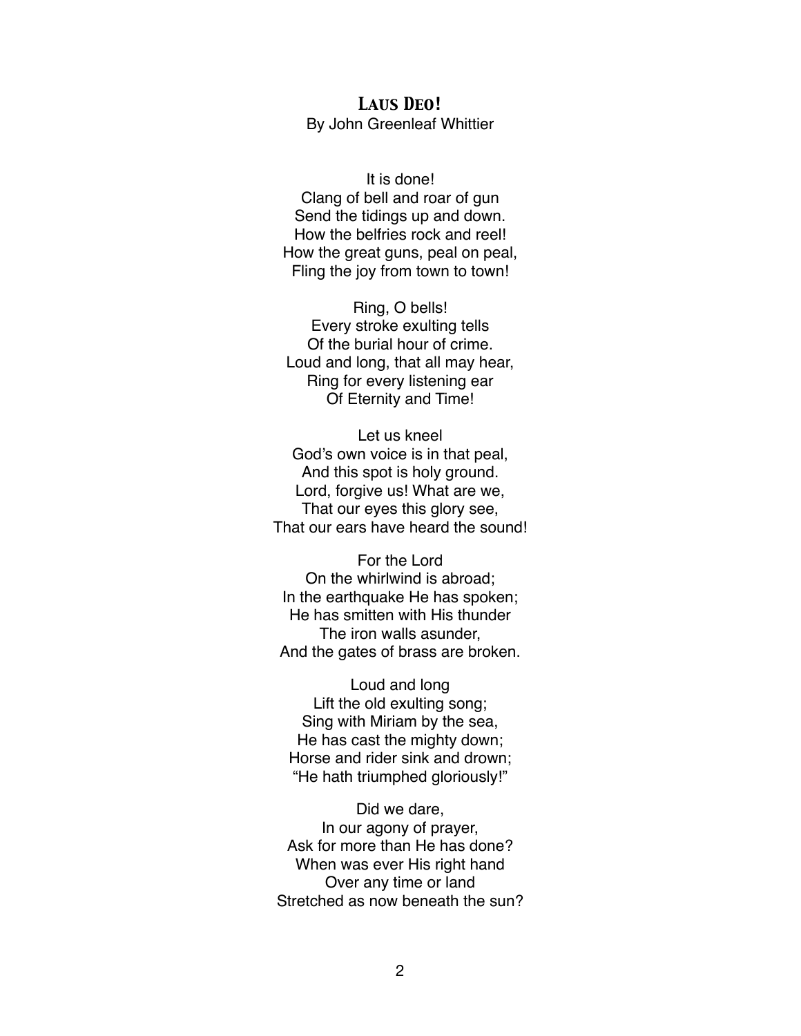## *Laus Deo!*

By John Greenleaf Whittier

It is done!
Clang of bell and roar of gun
Send the tidings up and down.
How the belfries rock and reel!
How the great guns, peal on peal,
Fling the joy from town to town!

Ring, O bells!
Every stroke exulting tells
Of the burial hour of crime.
Loud and long, that all may hear,
Ring for every listening ear
Of Eternity and Time!

Let us kneel
God's own voice is in that peal,
And this spot is holy ground.
Lord, forgive us! What are we,
That our eyes this glory see,
That our ears have heard the sound!

For the Lord
On the whirlwind is abroad;
In the earthquake He has spoken;
He has smitten with His thunder
The iron walls asunder,
And the gates of brass are broken.

Loud and long
Lift the old exulting song;
Sing with Miriam by the sea,
He has cast the mighty down;
Horse and rider sink and drown;
"He hath triumphed gloriously!"

Did we dare,
In our agony of prayer,
Ask for more than He has done?
When was ever His right hand
Over any time or land
Stretched as now beneath the sun?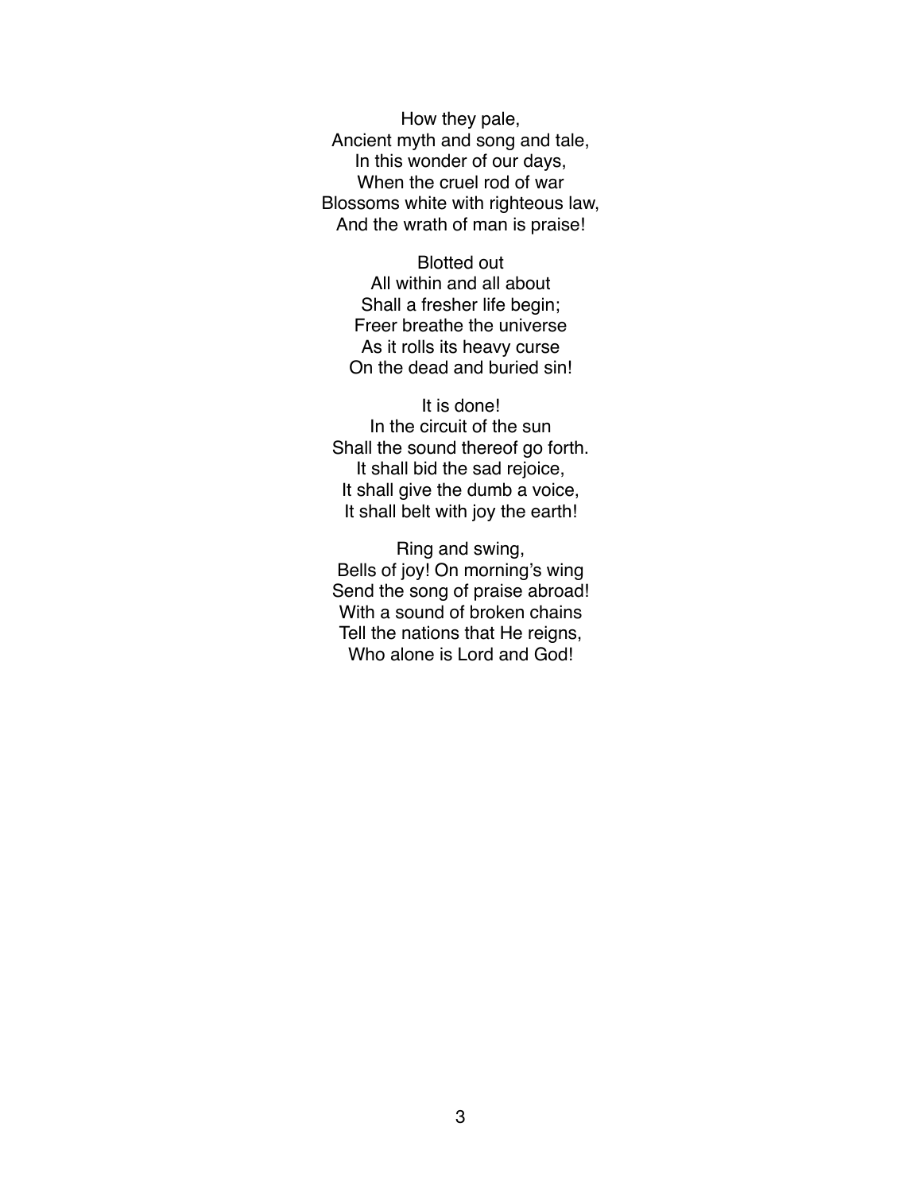How they pale,  
Ancient myth and song and tale,  
In this wonder of our days,  
When the cruel rod of war  
Blossoms white with righteous law,  
And the wrath of man is praise!

Blotted out  
All within and all about  
Shall a fresher life begin;  
Freer breathe the universe  
As it rolls its heavy curse  
On the dead and buried sin!

It is done!  
In the circuit of the sun  
Shall the sound thereof go forth.  
It shall bid the sad rejoice,  
It shall give the dumb a voice,  
It shall belt with joy the earth!

Ring and swing,  
Bells of joy! On morning's wing  
Send the song of praise abroad!  
With a sound of broken chains  
Tell the nations that He reigns,  
Who alone is Lord and God!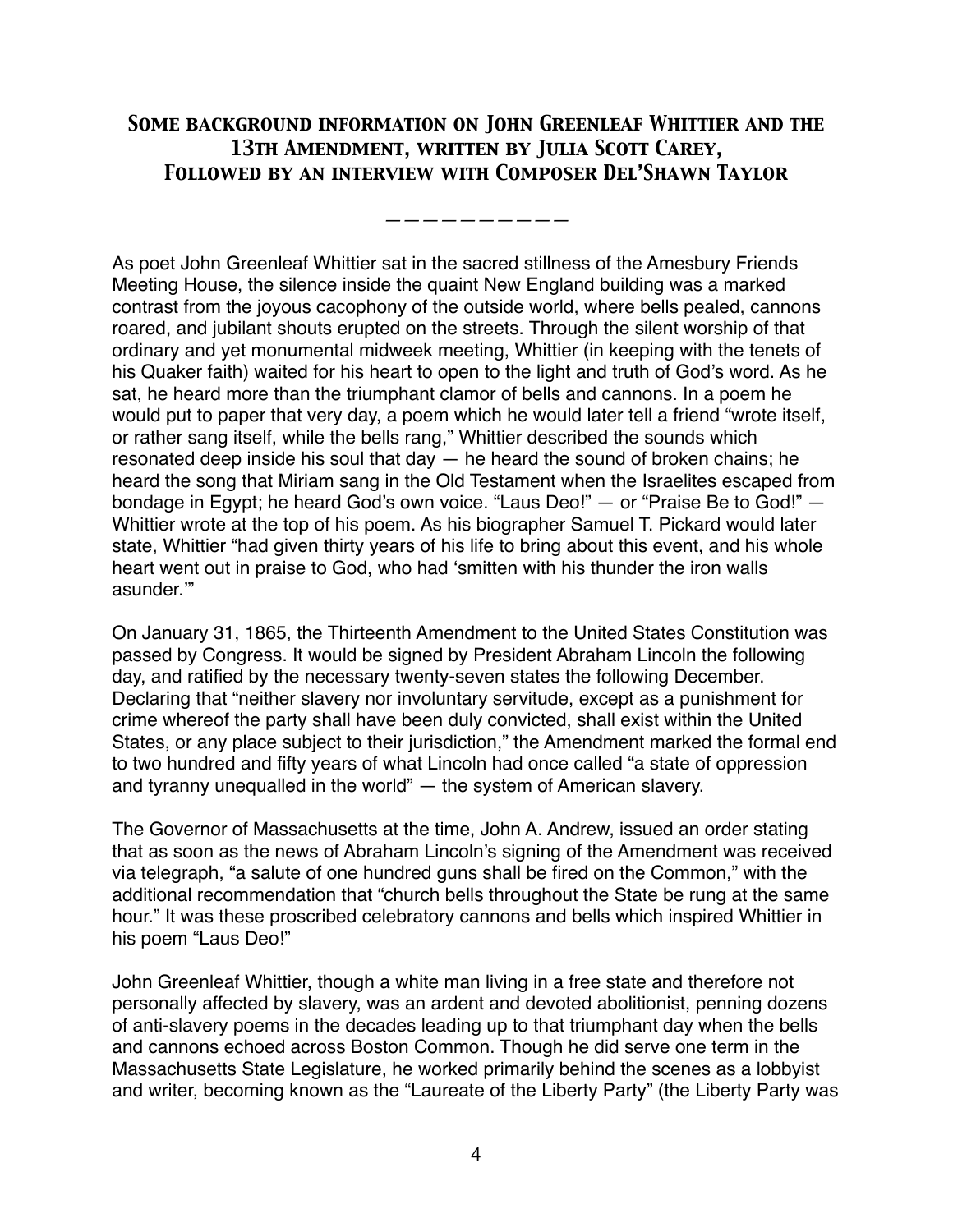## Some background information on John Greenleaf Whittier and the 13th Amendment, written by Julia Scott Carey, Followed by an interview with Composer Del'Shawn Taylor

———————————

As poet John Greenleaf Whittier sat in the sacred stillness of the Amesbury Friends Meeting House, the silence inside the quaint New England building was a marked contrast from the joyous cacophony of the outside world, where bells pealed, cannons roared, and jubilant shouts erupted on the streets. Through the silent worship of that ordinary and yet monumental midweek meeting, Whittier (in keeping with the tenets of his Quaker faith) waited for his heart to open to the light and truth of God's word. As he sat, he heard more than the triumphant clamor of bells and cannons. In a poem he would put to paper that very day, a poem which he would later tell a friend "wrote itself, or rather sang itself, while the bells rang," Whittier described the sounds which resonated deep inside his soul that day — he heard the sound of broken chains; he heard the song that Miriam sang in the Old Testament when the Israelites escaped from bondage in Egypt; he heard God's own voice. "Laus Deo!" — or "Praise Be to God!" — Whittier wrote at the top of his poem. As his biographer Samuel T. Pickard would later state, Whittier "had given thirty years of his life to bring about this event, and his whole heart went out in praise to God, who had 'smitten with his thunder the iron walls asunder.'"

On January 31, 1865, the Thirteenth Amendment to the United States Constitution was passed by Congress. It would be signed by President Abraham Lincoln the following day, and ratified by the necessary twenty-seven states the following December. Declaring that "neither slavery nor involuntary servitude, except as a punishment for crime whereof the party shall have been duly convicted, shall exist within the United States, or any place subject to their jurisdiction," the Amendment marked the formal end to two hundred and fifty years of what Lincoln had once called "a state of oppression and tyranny unequalled in the world" — the system of American slavery.

The Governor of Massachusetts at the time, John A. Andrew, issued an order stating that as soon as the news of Abraham Lincoln's signing of the Amendment was received via telegraph, "a salute of one hundred guns shall be fired on the Common," with the additional recommendation that "church bells throughout the State be rung at the same hour." It was these proscribed celebratory cannons and bells which inspired Whittier in his poem "Laus Deo!"

John Greenleaf Whittier, though a white man living in a free state and therefore not personally affected by slavery, was an ardent and devoted abolitionist, penning dozens of anti-slavery poems in the decades leading up to that triumphant day when the bells and cannons echoed across Boston Common. Though he did serve one term in the Massachusetts State Legislature, he worked primarily behind the scenes as a lobbyist and writer, becoming known as the "Laureate of the Liberty Party" (the Liberty Party was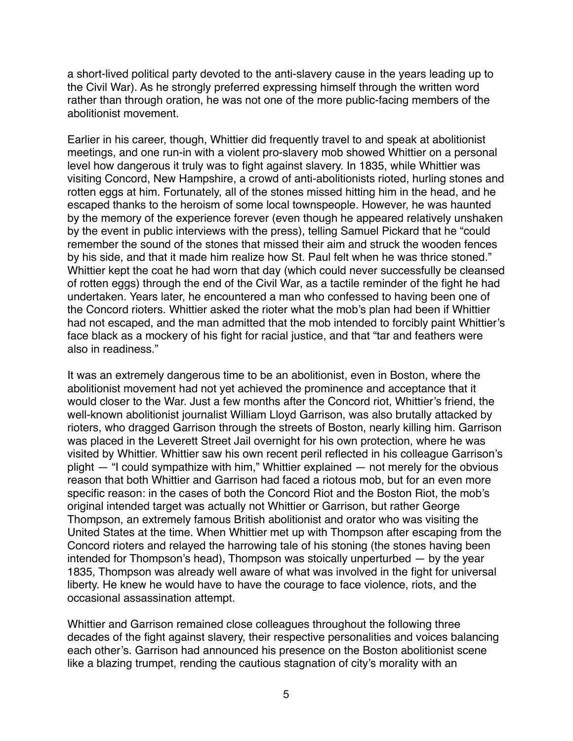a short-lived political party devoted to the anti-slavery cause in the years leading up to the Civil War). As he strongly preferred expressing himself through the written word rather than through oration, he was not one of the more public-facing members of the abolitionist movement.

Earlier in his career, though, Whittier did frequently travel to and speak at abolitionist meetings, and one run-in with a violent pro-slavery mob showed Whittier on a personal level how dangerous it truly was to fight against slavery. In 1835, while Whittier was visiting Concord, New Hampshire, a crowd of anti-abolitionists rioted, hurling stones and rotten eggs at him. Fortunately, all of the stones missed hitting him in the head, and he escaped thanks to the heroism of some local townspeople. However, he was haunted by the memory of the experience forever (even though he appeared relatively unshaken by the event in public interviews with the press), telling Samuel Pickard that he "could remember the sound of the stones that missed their aim and struck the wooden fences by his side, and that it made him realize how St. Paul felt when he was thrice stoned." Whittier kept the coat he had worn that day (which could never successfully be cleansed of rotten eggs) through the end of the Civil War, as a tactile reminder of the fight he had undertaken. Years later, he encountered a man who confessed to having been one of the Concord rioters. Whittier asked the rioter what the mob's plan had been if Whittier had not escaped, and the man admitted that the mob intended to forcibly paint Whittier's face black as a mockery of his fight for racial justice, and that "tar and feathers were also in readiness."

It was an extremely dangerous time to be an abolitionist, even in Boston, where the abolitionist movement had not yet achieved the prominence and acceptance that it would closer to the War. Just a few months after the Concord riot, Whittier's friend, the well-known abolitionist journalist William Lloyd Garrison, was also brutally attacked by rioters, who dragged Garrison through the streets of Boston, nearly killing him. Garrison was placed in the Leverett Street Jail overnight for his own protection, where he was visited by Whittier. Whittier saw his own recent peril reflected in his colleague Garrison's plight — "I could sympathize with him," Whittier explained — not merely for the obvious reason that both Whittier and Garrison had faced a riotous mob, but for an even more specific reason: in the cases of both the Concord Riot and the Boston Riot, the mob's original intended target was actually not Whittier or Garrison, but rather George Thompson, an extremely famous British abolitionist and orator who was visiting the United States at the time. When Whittier met up with Thompson after escaping from the Concord rioters and relayed the harrowing tale of his stoning (the stones having been intended for Thompson's head), Thompson was stoically unperturbed — by the year 1835, Thompson was already well aware of what was involved in the fight for universal liberty. He knew he would have to have the courage to face violence, riots, and the occasional assassination attempt.

Whittier and Garrison remained close colleagues throughout the following three decades of the fight against slavery, their respective personalities and voices balancing each other's. Garrison had announced his presence on the Boston abolitionist scene like a blazing trumpet, rending the cautious stagnation of city's morality with an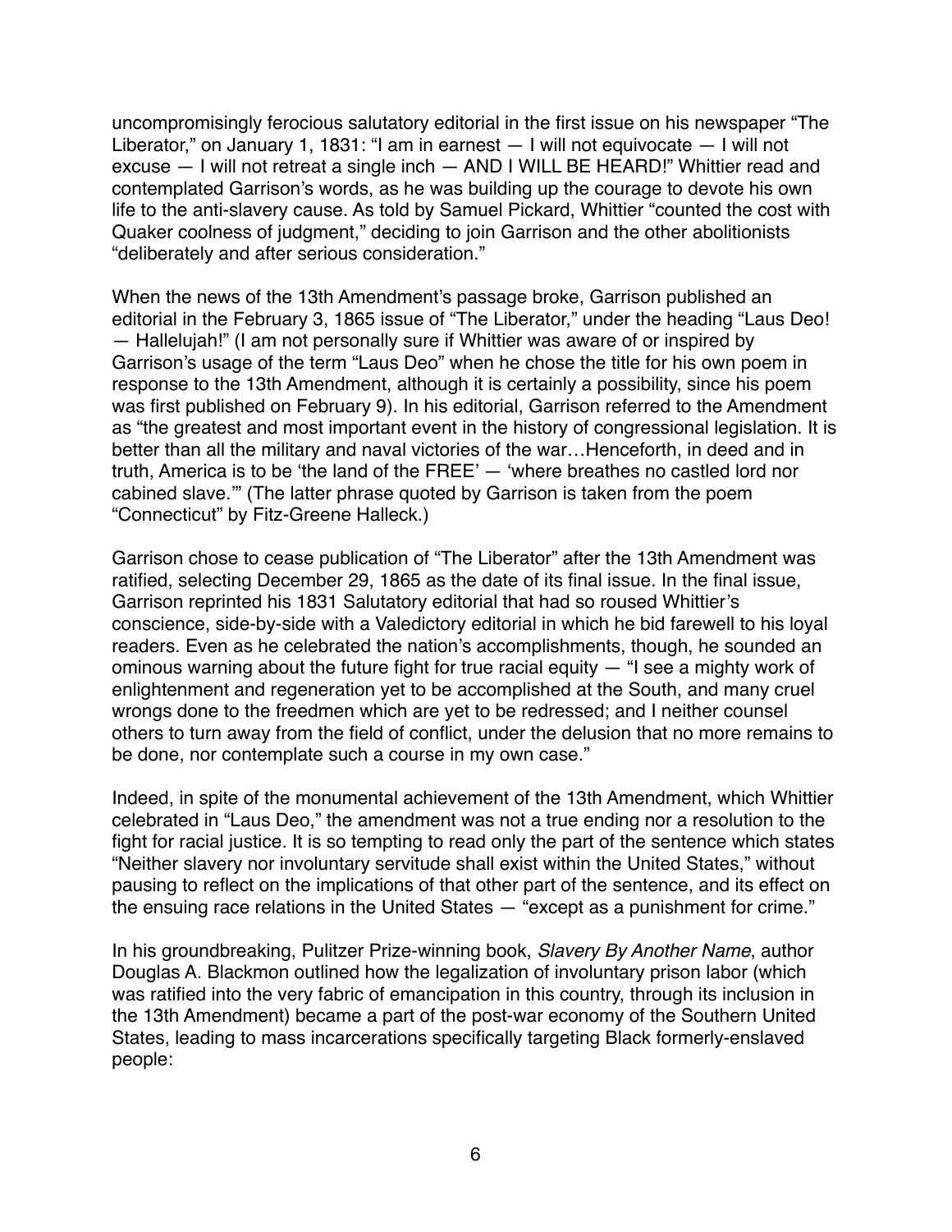uncompromisingly ferocious salutatory editorial in the first issue on his newspaper "The Liberator," on January 1, 1831: "I am in earnest — I will not equivocate — I will not excuse — I will not retreat a single inch — AND I WILL BE HEARD!" Whittier read and contemplated Garrison's words, as he was building up the courage to devote his own life to the anti-slavery cause. As told by Samuel Pickard, Whittier "counted the cost with Quaker coolness of judgment," deciding to join Garrison and the other abolitionists "deliberately and after serious consideration."

When the news of the 13th Amendment's passage broke, Garrison published an editorial in the February 3, 1865 issue of "The Liberator," under the heading "Laus Deo! — Hallelujah!" (I am not personally sure if Whittier was aware of or inspired by Garrison's usage of the term "Laus Deo" when he chose the title for his own poem in response to the 13th Amendment, although it is certainly a possibility, since his poem was first published on February 9). In his editorial, Garrison referred to the Amendment as "the greatest and most important event in the history of congressional legislation. It is better than all the military and naval victories of the war…Henceforth, in deed and in truth, America is to be 'the land of the FREE' — 'where breathes no castled lord nor cabined slave.'" (The latter phrase quoted by Garrison is taken from the poem "Connecticut" by Fitz-Greene Halleck.)

Garrison chose to cease publication of "The Liberator" after the 13th Amendment was ratified, selecting December 29, 1865 as the date of its final issue. In the final issue, Garrison reprinted his 1831 Salutatory editorial that had so roused Whittier's conscience, side-by-side with a Valedictory editorial in which he bid farewell to his loyal readers. Even as he celebrated the nation's accomplishments, though, he sounded an ominous warning about the future fight for true racial equity — "I see a mighty work of enlightenment and regeneration yet to be accomplished at the South, and many cruel wrongs done to the freedmen which are yet to be redressed; and I neither counsel others to turn away from the field of conflict, under the delusion that no more remains to be done, nor contemplate such a course in my own case."

Indeed, in spite of the monumental achievement of the 13th Amendment, which Whittier celebrated in "Laus Deo," the amendment was not a true ending nor a resolution to the fight for racial justice. It is so tempting to read only the part of the sentence which states "Neither slavery nor involuntary servitude shall exist within the United States," without pausing to reflect on the implications of that other part of the sentence, and its effect on the ensuing race relations in the United States — "except as a punishment for crime."

In his groundbreaking, Pulitzer Prize-winning book, *Slavery By Another Name*, author Douglas A. Blackmon outlined how the legalization of involuntary prison labor (which was ratified into the very fabric of emancipation in this country, through its inclusion in the 13th Amendment) became a part of the post-war economy of the Southern United States, leading to mass incarcerations specifically targeting Black formerly-enslaved people: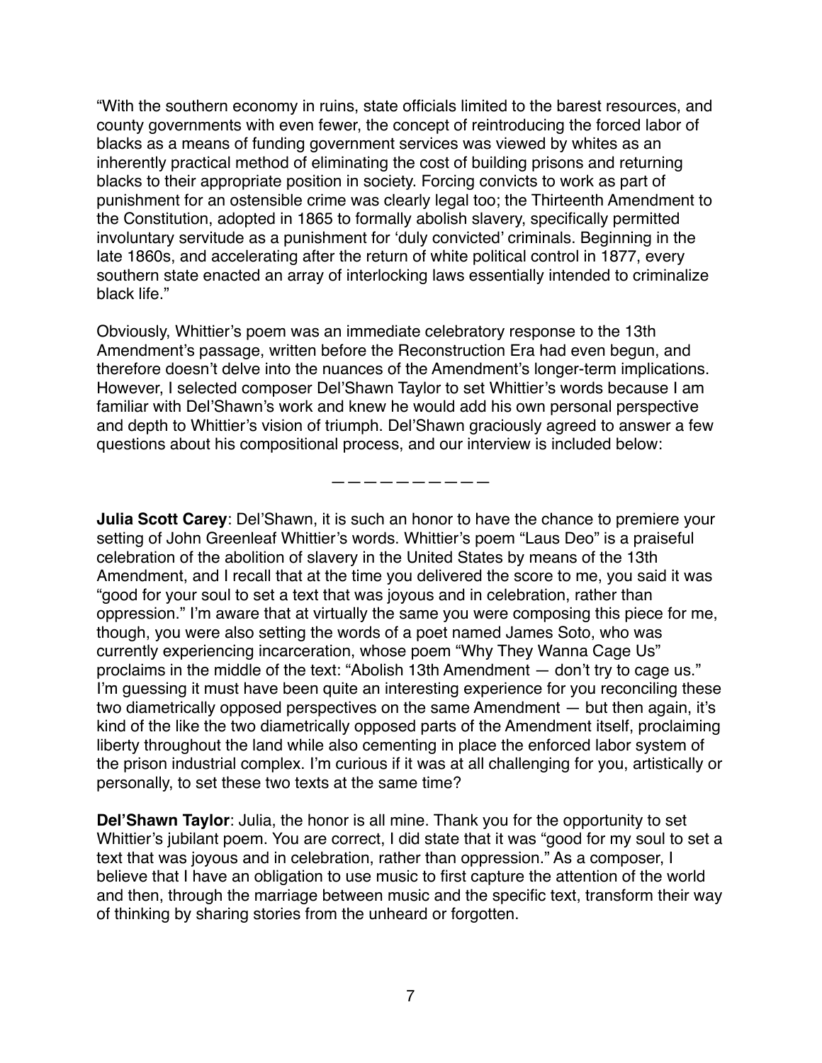"With the southern economy in ruins, state officials limited to the barest resources, and county governments with even fewer, the concept of reintroducing the forced labor of blacks as a means of funding government services was viewed by whites as an inherently practical method of eliminating the cost of building prisons and returning blacks to their appropriate position in society. Forcing convicts to work as part of punishment for an ostensible crime was clearly legal too; the Thirteenth Amendment to the Constitution, adopted in 1865 to formally abolish slavery, specifically permitted involuntary servitude as a punishment for 'duly convicted' criminals. Beginning in the late 1860s, and accelerating after the return of white political control in 1877, every southern state enacted an array of interlocking laws essentially intended to criminalize black life."

Obviously, Whittier's poem was an immediate celebratory response to the 13th Amendment's passage, written before the Reconstruction Era had even begun, and therefore doesn't delve into the nuances of the Amendment's longer-term implications. However, I selected composer Del'Shawn Taylor to set Whittier's words because I am familiar with Del'Shawn's work and knew he would add his own personal perspective and depth to Whittier's vision of triumph. Del'Shawn graciously agreed to answer a few questions about his compositional process, and our interview is included below:

— — — — — — — — — — —

**Julia Scott Carey**: Del'Shawn, it is such an honor to have the chance to premiere your setting of John Greenleaf Whittier's words. Whittier's poem "Laus Deo" is a praiseful celebration of the abolition of slavery in the United States by means of the 13th Amendment, and I recall that at the time you delivered the score to me, you said it was "good for your soul to set a text that was joyous and in celebration, rather than oppression." I'm aware that at virtually the same you were composing this piece for me, though, you were also setting the words of a poet named James Soto, who was currently experiencing incarceration, whose poem "Why They Wanna Cage Us" proclaims in the middle of the text: "Abolish 13th Amendment — don't try to cage us." I'm guessing it must have been quite an interesting experience for you reconciling these two diametrically opposed perspectives on the same Amendment — but then again, it's kind of the like the two diametrically opposed parts of the Amendment itself, proclaiming liberty throughout the land while also cementing in place the enforced labor system of the prison industrial complex. I'm curious if it was at all challenging for you, artistically or personally, to set these two texts at the same time?

**Del'Shawn Taylor**: Julia, the honor is all mine. Thank you for the opportunity to set Whittier's jubilant poem. You are correct, I did state that it was "good for my soul to set a text that was joyous and in celebration, rather than oppression." As a composer, I believe that I have an obligation to use music to first capture the attention of the world and then, through the marriage between music and the specific text, transform their way of thinking by sharing stories from the unheard or forgotten.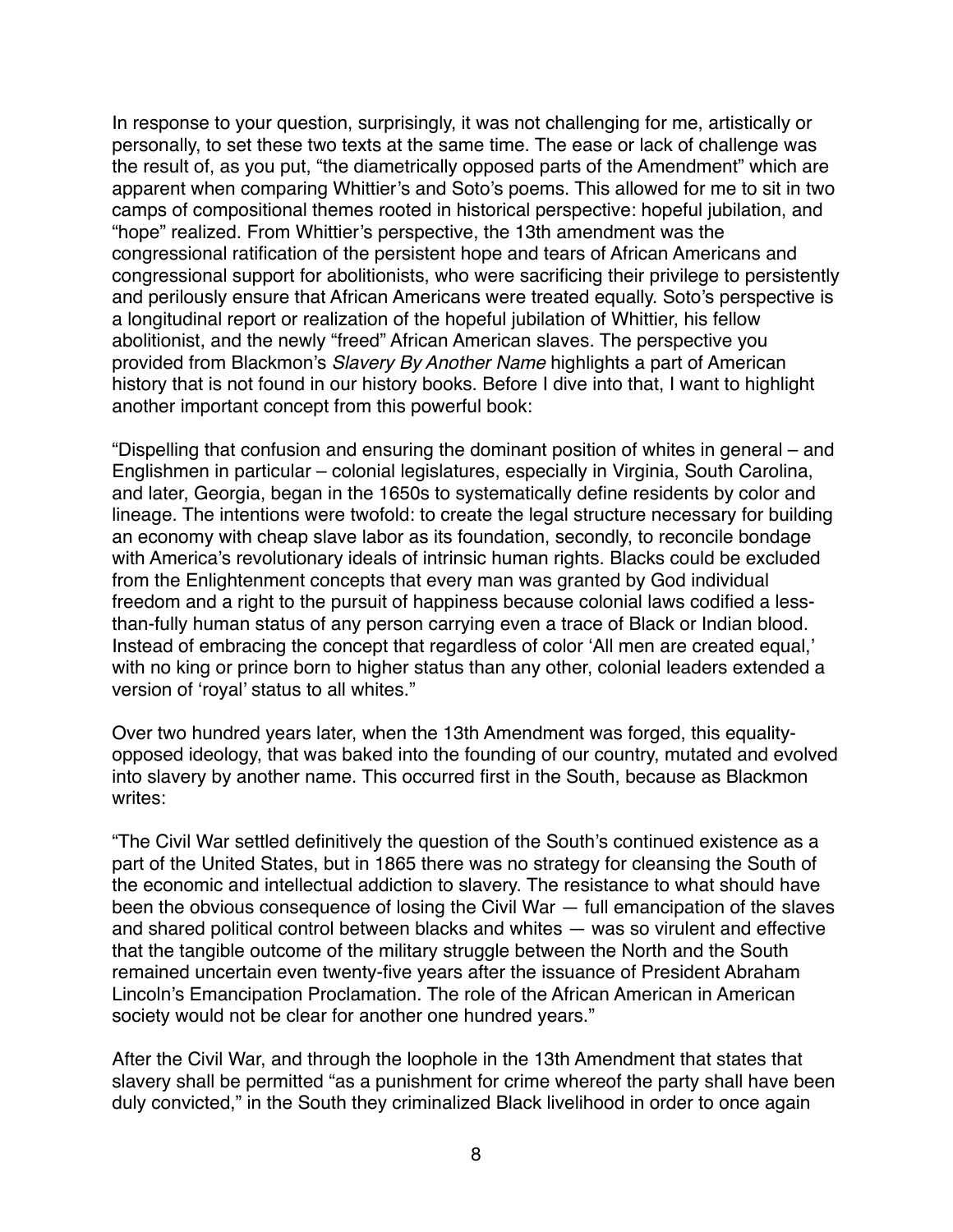In response to your question, surprisingly, it was not challenging for me, artistically or personally, to set these two texts at the same time. The ease or lack of challenge was the result of, as you put, "the diametrically opposed parts of the Amendment" which are apparent when comparing Whittier's and Soto's poems. This allowed for me to sit in two camps of compositional themes rooted in historical perspective: hopeful jubilation, and "hope" realized. From Whittier's perspective, the 13th amendment was the congressional ratification of the persistent hope and tears of African Americans and congressional support for abolitionists, who were sacrificing their privilege to persistently and perilously ensure that African Americans were treated equally. Soto's perspective is a longitudinal report or realization of the hopeful jubilation of Whittier, his fellow abolitionist, and the newly "freed" African American slaves. The perspective you provided from Blackmon's *Slavery By Another Name* highlights a part of American history that is not found in our history books. Before I dive into that, I want to highlight another important concept from this powerful book:

"Dispelling that confusion and ensuring the dominant position of whites in general – and Englishmen in particular – colonial legislatures, especially in Virginia, South Carolina, and later, Georgia, began in the 1650s to systematically define residents by color and lineage. The intentions were twofold: to create the legal structure necessary for building an economy with cheap slave labor as its foundation, secondly, to reconcile bondage with America's revolutionary ideals of intrinsic human rights. Blacks could be excluded from the Enlightenment concepts that every man was granted by God individual freedom and a right to the pursuit of happiness because colonial laws codified a less-than-fully human status of any person carrying even a trace of Black or Indian blood. Instead of embracing the concept that regardless of color 'All men are created equal,' with no king or prince born to higher status than any other, colonial leaders extended a version of 'royal' status to all whites."

Over two hundred years later, when the 13th Amendment was forged, this equality-opposed ideology, that was baked into the founding of our country, mutated and evolved into slavery by another name. This occurred first in the South, because as Blackmon writes:

"The Civil War settled definitively the question of the South's continued existence as a part of the United States, but in 1865 there was no strategy for cleansing the South of the economic and intellectual addiction to slavery. The resistance to what should have been the obvious consequence of losing the Civil War — full emancipation of the slaves and shared political control between blacks and whites — was so virulent and effective that the tangible outcome of the military struggle between the North and the South remained uncertain even twenty-five years after the issuance of President Abraham Lincoln's Emancipation Proclamation. The role of the African American in American society would not be clear for another one hundred years."

After the Civil War, and through the loophole in the 13th Amendment that states that slavery shall be permitted "as a punishment for crime whereof the party shall have been duly convicted," in the South they criminalized Black livelihood in order to once again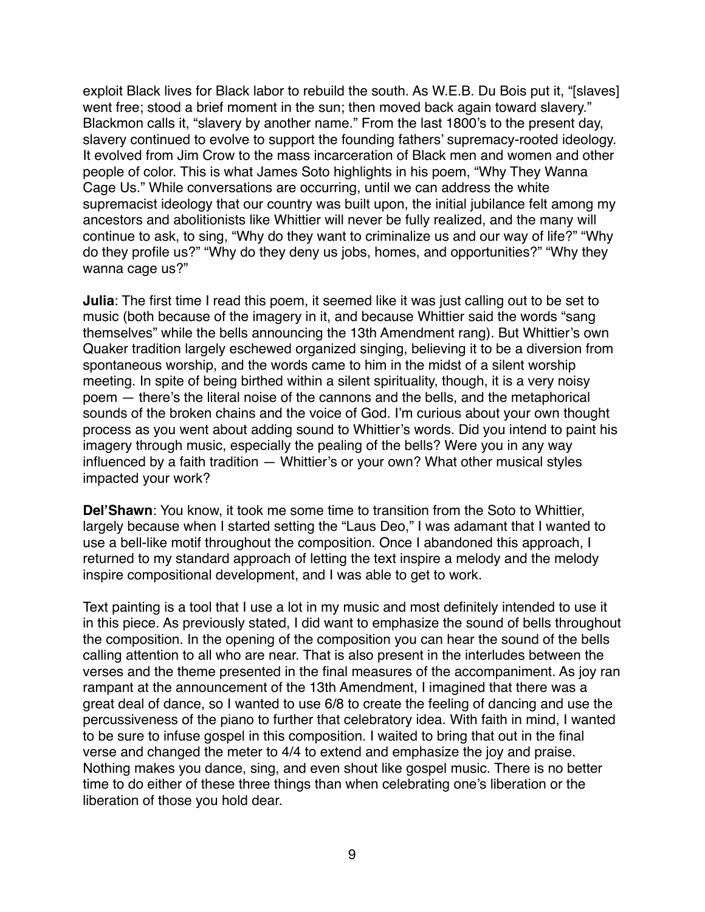exploit Black lives for Black labor to rebuild the south. As W.E.B. Du Bois put it, "[slaves] went free; stood a brief moment in the sun; then moved back again toward slavery." Blackmon calls it, "slavery by another name." From the last 1800's to the present day, slavery continued to evolve to support the founding fathers' supremacy-rooted ideology. It evolved from Jim Crow to the mass incarceration of Black men and women and other people of color. This is what James Soto highlights in his poem, "Why They Wanna Cage Us." While conversations are occurring, until we can address the white supremacist ideology that our country was built upon, the initial jubilance felt among my ancestors and abolitionists like Whittier will never be fully realized, and the many will continue to ask, to sing, "Why do they want to criminalize us and our way of life?" "Why do they profile us?" "Why do they deny us jobs, homes, and opportunities?" "Why they wanna cage us?"

**Julia**: The first time I read this poem, it seemed like it was just calling out to be set to music (both because of the imagery in it, and because Whittier said the words "sang themselves" while the bells announcing the 13th Amendment rang). But Whittier's own Quaker tradition largely eschewed organized singing, believing it to be a diversion from spontaneous worship, and the words came to him in the midst of a silent worship meeting. In spite of being birthed within a silent spirituality, though, it is a very noisy poem — there's the literal noise of the cannons and the bells, and the metaphorical sounds of the broken chains and the voice of God. I'm curious about your own thought process as you went about adding sound to Whittier's words. Did you intend to paint his imagery through music, especially the pealing of the bells? Were you in any way influenced by a faith tradition — Whittier's or your own? What other musical styles impacted your work?

**Del'Shawn**: You know, it took me some time to transition from the Soto to Whittier, largely because when I started setting the "Laus Deo," I was adamant that I wanted to use a bell-like motif throughout the composition. Once I abandoned this approach, I returned to my standard approach of letting the text inspire a melody and the melody inspire compositional development, and I was able to get to work.

Text painting is a tool that I use a lot in my music and most definitely intended to use it in this piece. As previously stated, I did want to emphasize the sound of bells throughout the composition. In the opening of the composition you can hear the sound of the bells calling attention to all who are near. That is also present in the interludes between the verses and the theme presented in the final measures of the accompaniment. As joy ran rampant at the announcement of the 13th Amendment, I imagined that there was a great deal of dance, so I wanted to use 6/8 to create the feeling of dancing and use the percussiveness of the piano to further that celebratory idea. With faith in mind, I wanted to be sure to infuse gospel in this composition. I waited to bring that out in the final verse and changed the meter to 4/4 to extend and emphasize the joy and praise. Nothing makes you dance, sing, and even shout like gospel music. There is no better time to do either of these three things than when celebrating one's liberation or the liberation of those you hold dear.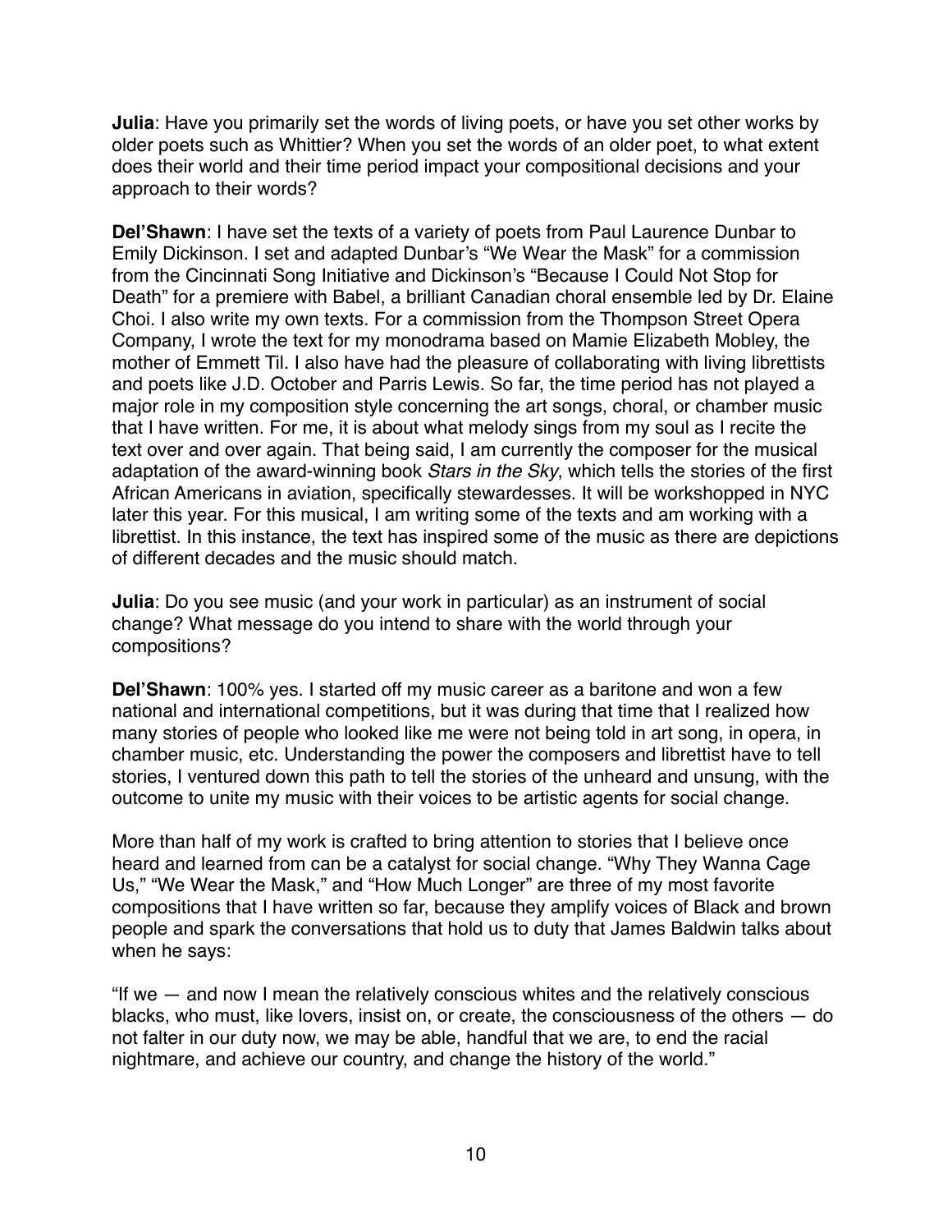**Julia**: Have you primarily set the words of living poets, or have you set other works by older poets such as Whittier? When you set the words of an older poet, to what extent does their world and their time period impact your compositional decisions and your approach to their words?

**Del'Shawn**: I have set the texts of a variety of poets from Paul Laurence Dunbar to Emily Dickinson. I set and adapted Dunbar's "We Wear the Mask" for a commission from the Cincinnati Song Initiative and Dickinson's "Because I Could Not Stop for Death" for a premiere with Babel, a brilliant Canadian choral ensemble led by Dr. Elaine Choi. I also write my own texts. For a commission from the Thompson Street Opera Company, I wrote the text for my monodrama based on Mamie Elizabeth Mobley, the mother of Emmett Til. I also have had the pleasure of collaborating with living librettists and poets like J.D. October and Parris Lewis. So far, the time period has not played a major role in my composition style concerning the art songs, choral, or chamber music that I have written. For me, it is about what melody sings from my soul as I recite the text over and over again. That being said, I am currently the composer for the musical adaptation of the award-winning book *Stars in the Sky*, which tells the stories of the first African Americans in aviation, specifically stewardesses. It will be workshopped in NYC later this year. For this musical, I am writing some of the texts and am working with a librettist. In this instance, the text has inspired some of the music as there are depictions of different decades and the music should match.

**Julia**: Do you see music (and your work in particular) as an instrument of social change? What message do you intend to share with the world through your compositions?

**Del'Shawn**: 100% yes. I started off my music career as a baritone and won a few national and international competitions, but it was during that time that I realized how many stories of people who looked like me were not being told in art song, in opera, in chamber music, etc. Understanding the power the composers and librettist have to tell stories, I ventured down this path to tell the stories of the unheard and unsung, with the outcome to unite my music with their voices to be artistic agents for social change.

More than half of my work is crafted to bring attention to stories that I believe once heard and learned from can be a catalyst for social change. "Why They Wanna Cage Us," "We Wear the Mask," and "How Much Longer" are three of my most favorite compositions that I have written so far, because they amplify voices of Black and brown people and spark the conversations that hold us to duty that James Baldwin talks about when he says:

"If we — and now I mean the relatively conscious whites and the relatively conscious blacks, who must, like lovers, insist on, or create, the consciousness of the others — do not falter in our duty now, we may be able, handful that we are, to end the racial nightmare, and achieve our country, and change the history of the world."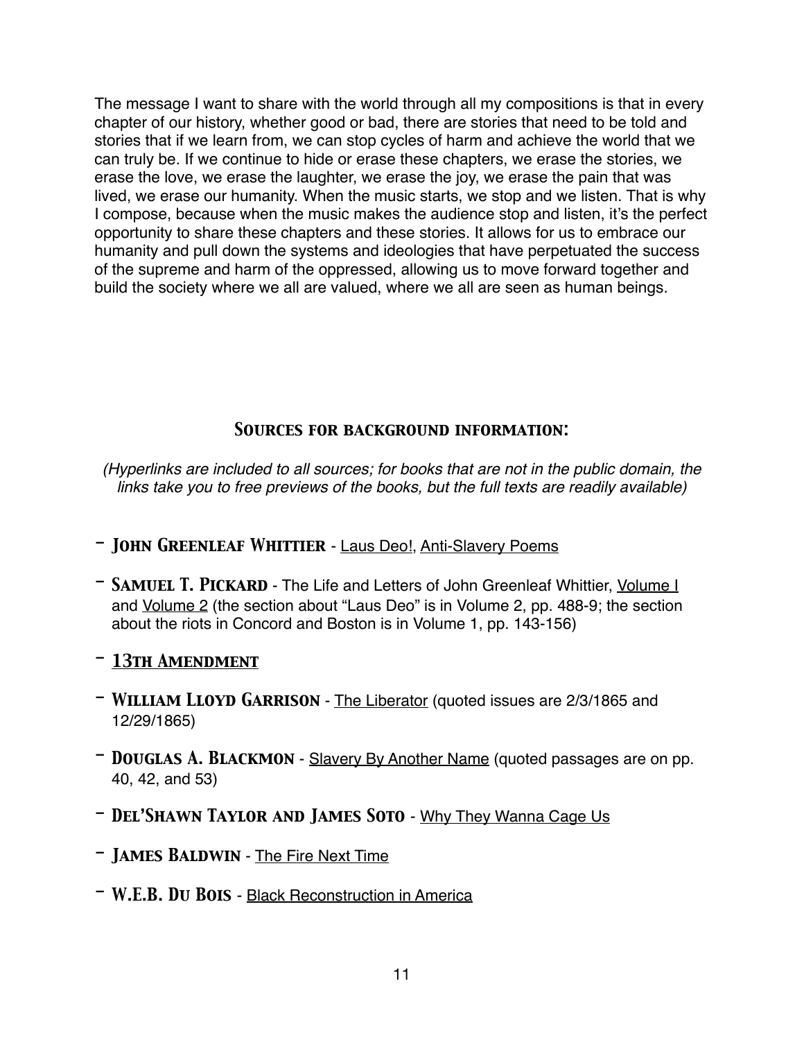The message I want to share with the world through all my compositions is that in every chapter of our history, whether good or bad, there are stories that need to be told and stories that if we learn from, we can stop cycles of harm and achieve the world that we can truly be. If we continue to hide or erase these chapters, we erase the stories, we erase the love, we erase the laughter, we erase the joy, we erase the pain that was lived, we erase our humanity. When the music starts, we stop and we listen. That is why I compose, because when the music makes the audience stop and listen, it's the perfect opportunity to share these chapters and these stories. It allows for us to embrace our humanity and pull down the systems and ideologies that have perpetuated the success of the supreme and harm of the oppressed, allowing us to move forward together and build the society where we all are valued, where we all are seen as human beings.

## Sources for background information:

*(Hyperlinks are included to all sources; for books that are not in the public domain, the links take you to free previews of the books, but the full texts are readily available)*

- **John Greenleaf Whittier** - Laus Deo!, Anti-Slavery Poems
- **Samuel T. Pickard** - The Life and Letters of John Greenleaf Whittier, Volume I and Volume 2 (the section about "Laus Deo" is in Volume 2, pp. 488-9; the section about the riots in Concord and Boston is in Volume 1, pp. 143-156)
- **13th Amendment**
- **William Lloyd Garrison** - The Liberator (quoted issues are 2/3/1865 and 12/29/1865)
- **Douglas A. Blackmon** - Slavery By Another Name (quoted passages are on pp. 40, 42, and 53)
- **Del'Shawn Taylor and James Soto** - Why They Wanna Cage Us
- **James Baldwin** - The Fire Next Time
- **W.E.B. Du Bois** - Black Reconstruction in America